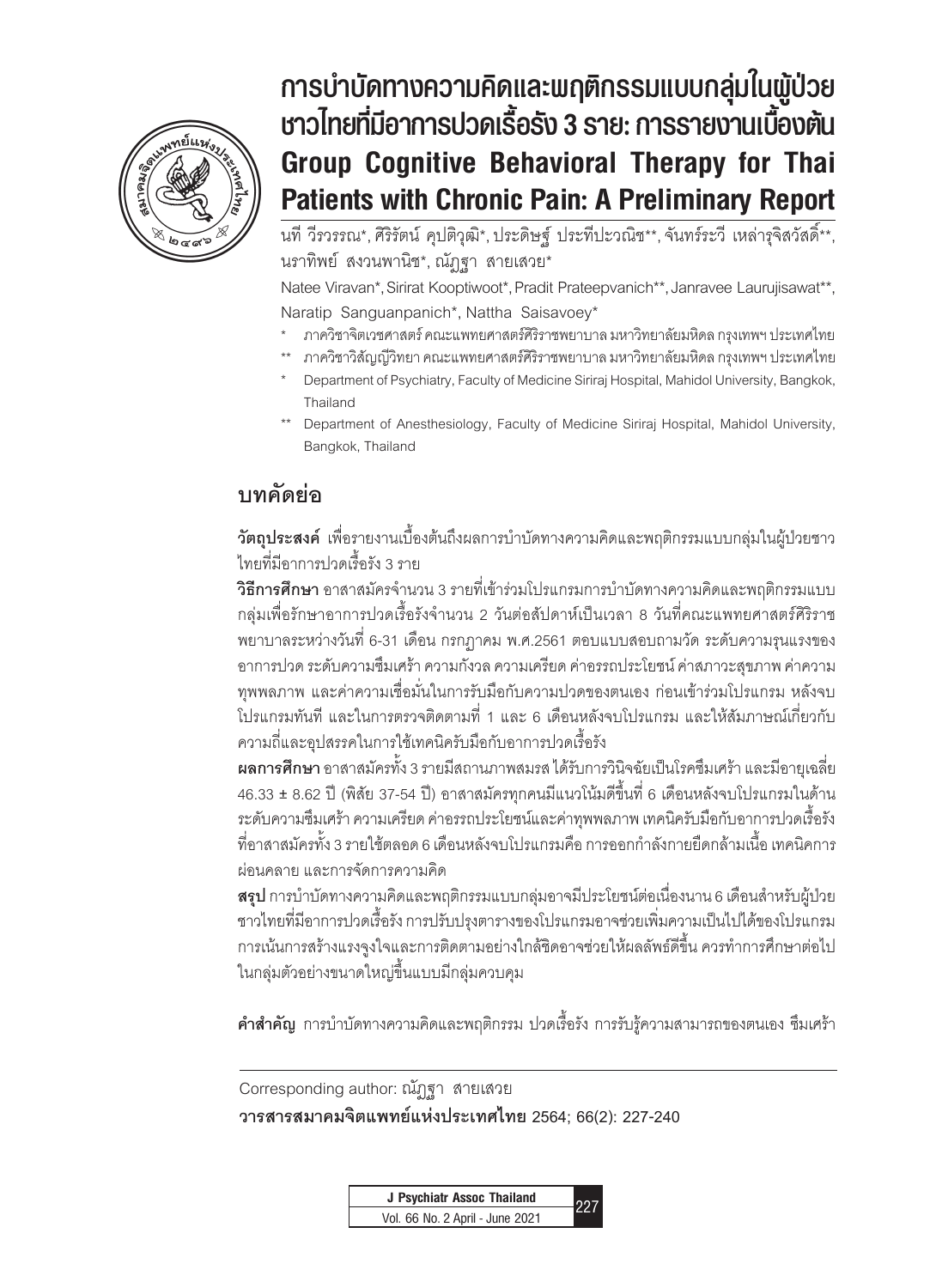# การบำบัดทางความคิดและพฤติกรรมแบบกลุ่มในผู้ป่วยชาวไทยที่มีอาการปวดเรื้อรัง 3 ราย: การรายงานเบื้องต้น
# Group Cognitive Behavioral Therapy for Thai Patients with Chronic Pain: A Preliminary Report

นที วีรวรรณ*, ศิริรัตน์ คุปติวุฒิ*, ประดิษฐ์ ประทีปะวณิช**, จันทร์ระวี เหล่ารุจิสวัสดิ์**, นราทิพย์ สงวนพานิช*, ณัฏฐา สายเสวย*

Natee Viravan*, Sirirat Kooptiwoot*, Pradit Prateepvanich**, Janravee Laurujisawat**, Naratip Sanguanpanich*, Nattha Saisavoey*

\* ภาควิชาจิตเวชศาสตร์ คณะแพทยศาสตร์ศิริราชพยาบาล มหาวิทยาลัยมหิดล กรุงเทพฯ ประเทศไทย

\*\* ภาควิชาวิสัญญีวิทยา คณะแพทยศาสตร์ศิริราชพยาบาล มหาวิทยาลัยมหิดล กรุงเทพฯ ประเทศไทย

\* Department of Psychiatry, Faculty of Medicine Siriraj Hospital, Mahidol University, Bangkok, Thailand

\*\* Department of Anesthesiology, Faculty of Medicine Siriraj Hospital, Mahidol University, Bangkok, Thailand

## บทคัดย่อ

**วัตถุประสงค์** เพื่อรายงานเบื้องต้นถึงผลการบำบัดทางความคิดและพฤติกรรมแบบกลุ่มในผู้ป่วยชาวไทยที่มีอาการปวดเรื้อรัง 3 ราย

**วิธีการศึกษา** อาสาสมัครจำนวน 3 รายที่เข้าร่วมโปรแกรมการบำบัดทางความคิดและพฤติกรรมแบบกลุ่มเพื่อรักษาอาการปวดเรื้อรังจำนวน 2 วันต่อสัปดาห์เป็นเวลา 8 วันที่คณะแพทยศาสตร์ศิริราชพยาบาลระหว่างวันที่ 6-31 เดือน กรกฎาคม พ.ศ.2561 ตอบแบบสอบถามวัด ระดับความรุนแรงของอาการปวด ระดับความซึมเศร้า ความกังวล ความเครียด ค่าอรรถประโยชน์ ค่าสภาวะสุขภาพ ค่าความทุพพลภาพ และค่าความเชื่อมั่นในการรับมือกับความปวดของตนเอง ก่อนเข้าร่วมโปรแกรม หลังจบโปรแกรมทันที และในการตรวจติดตามที่ 1 และ 6 เดือนหลังจบโปรแกรม และให้สัมภาษณ์เกี่ยวกับความถี่และอุปสรรคในการใช้เทคนิครับมือกับอาการปวดเรื้อรัง

**ผลการศึกษา** อาสาสมัครทั้ง 3 รายมีสถานภาพสมรส ได้รับการวินิจฉัยเป็นโรคซึมเศร้า และมีอายุเฉลี่ย 46.33 ± 8.62 ปี (พิสัย 37-54 ปี) อาสาสมัครทุกคนมีแนวโน้มดีขึ้นที่ 6 เดือนหลังจบโปรแกรมในด้านระดับความซึมเศร้า ความเครียด ค่าอรรถประโยชน์และค่าทุพพลภาพ เทคนิครับมือกับอาการปวดเรื้อรังที่อาสาสมัครทั้ง 3 รายใช้ตลอด 6 เดือนหลังจบโปรแกรมคือ การออกกำลังกายยืดกล้ามเนื้อ เทคนิคการผ่อนคลาย และการจัดการความคิด

**สรุป** การบำบัดทางความคิดและพฤติกรรมแบบกลุ่มอาจมีประโยชน์ต่อเนื่องนาน 6 เดือนสำหรับผู้ป่วยชาวไทยที่มีอาการปวดเรื้อรัง การปรับปรุงตารางของโปรแกรมอาจช่วยเพิ่มความเป็นไปได้ของโปรแกรม การเน้นการสร้างแรงจูงใจและการติดตามอย่างใกล้ชิดอาจช่วยให้ผลลัพธ์ดีขึ้น ควรทำการศึกษาต่อไปในกลุ่มตัวอย่างขนาดใหญ่ขึ้นแบบมีกลุ่มควบคุม

**คำสำคัญ** การบำบัดทางความคิดและพฤติกรรม ปวดเรื้อรัง การรับรู้ความสามารถของตนเอง ซึมเศร้า

---

Corresponding author: ณัฏฐา สายเสวย

**วารสารสมาคมจิตแพทย์แห่งประเทศไทย** 2564; 66(2): 227-240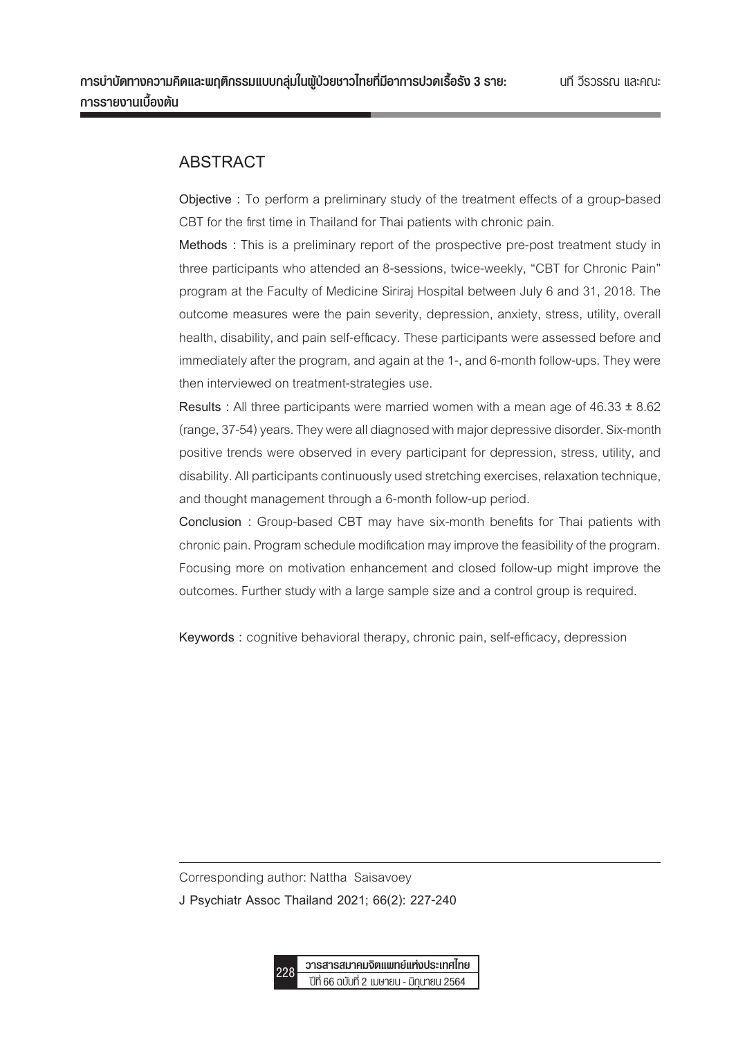## ABSTRACT

**Objective** : To perform a preliminary study of the treatment effects of a group-based CBT for the first time in Thailand for Thai patients with chronic pain.

**Methods** : This is a preliminary report of the prospective pre-post treatment study in three participants who attended an 8-sessions, twice-weekly, "CBT for Chronic Pain" program at the Faculty of Medicine Siriraj Hospital between July 6 and 31, 2018. The outcome measures were the pain severity, depression, anxiety, stress, utility, overall health, disability, and pain self-efficacy. These participants were assessed before and immediately after the program, and again at the 1-, and 6-month follow-ups. They were then interviewed on treatment-strategies use.

**Results** : All three participants were married women with a mean age of 46.33 ± 8.62 (range, 37-54) years. They were all diagnosed with major depressive disorder. Six-month positive trends were observed in every participant for depression, stress, utility, and disability. All participants continuously used stretching exercises, relaxation technique, and thought management through a 6-month follow-up period.

**Conclusion** : Group-based CBT may have six-month benefits for Thai patients with chronic pain. Program schedule modification may improve the feasibility of the program. Focusing more on motivation enhancement and closed follow-up might improve the outcomes. Further study with a large sample size and a control group is required.

**Keywords** : cognitive behavioral therapy, chronic pain, self-efficacy, depression

---

Corresponding author: Nattha Saisavoey

**J Psychiatr Assoc Thailand 2021; 66(2): 227-240**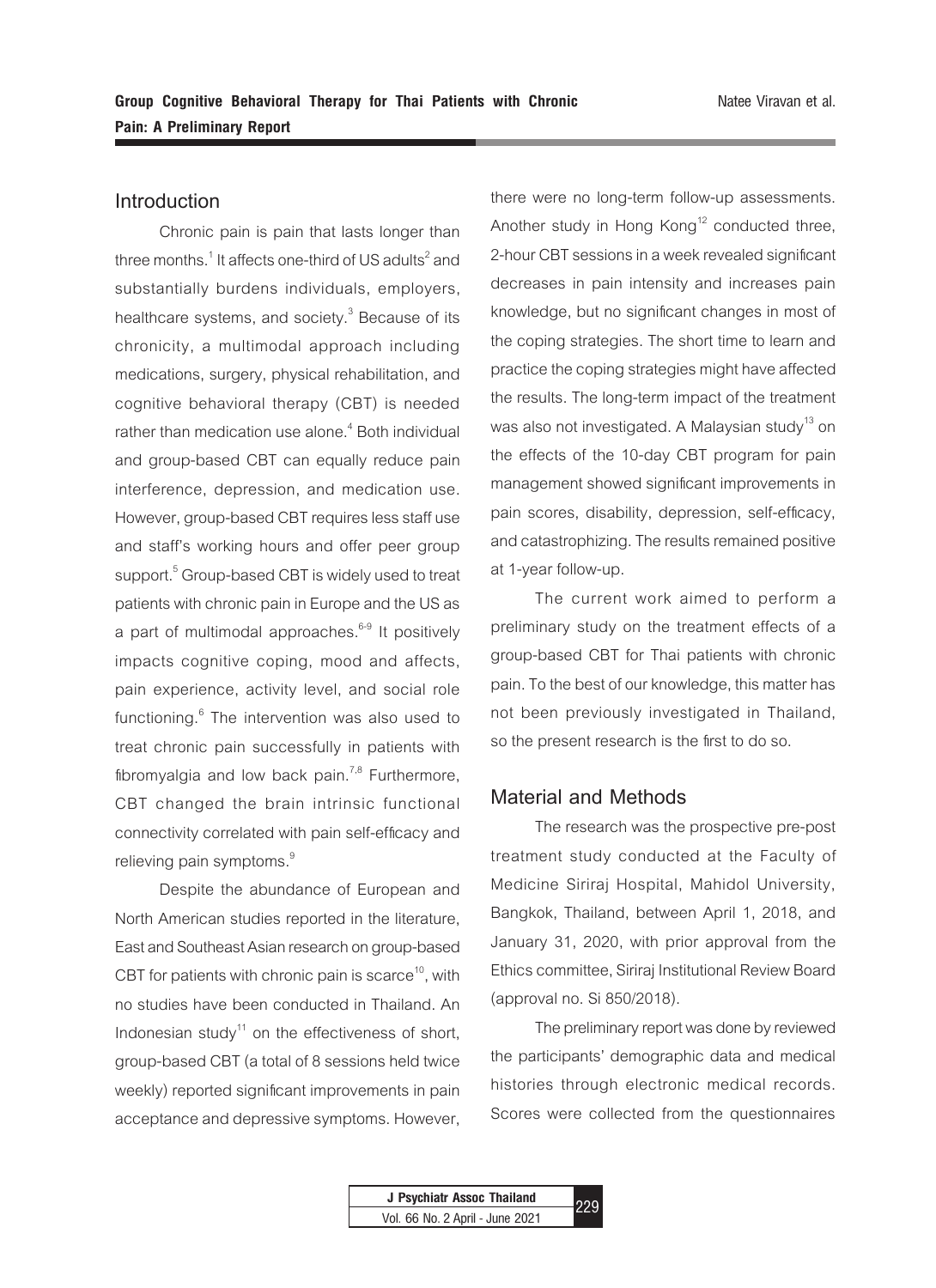## Introduction

Chronic pain is pain that lasts longer than three months.[1] It affects one-third of US adults[2] and substantially burdens individuals, employers, healthcare systems, and society.[3] Because of its chronicity, a multimodal approach including medications, surgery, physical rehabilitation, and cognitive behavioral therapy (CBT) is needed rather than medication use alone.[4] Both individual and group-based CBT can equally reduce pain interference, depression, and medication use. However, group-based CBT requires less staff use and staff's working hours and offer peer group support.[5] Group-based CBT is widely used to treat patients with chronic pain in Europe and the US as a part of multimodal approaches.[6-9] It positively impacts cognitive coping, mood and affects, pain experience, activity level, and social role functioning.[6] The intervention was also used to treat chronic pain successfully in patients with fibromyalgia and low back pain.[7,8] Furthermore, CBT changed the brain intrinsic functional connectivity correlated with pain self-efficacy and relieving pain symptoms.[9]

Despite the abundance of European and North American studies reported in the literature, East and Southeast Asian research on group-based CBT for patients with chronic pain is scarce[10], with no studies have been conducted in Thailand. An Indonesian study[11] on the effectiveness of short, group-based CBT (a total of 8 sessions held twice weekly) reported significant improvements in pain acceptance and depressive symptoms. However, there were no long-term follow-up assessments. Another study in Hong Kong[12] conducted three, 2-hour CBT sessions in a week revealed significant decreases in pain intensity and increases pain knowledge, but no significant changes in most of the coping strategies. The short time to learn and practice the coping strategies might have affected the results. The long-term impact of the treatment was also not investigated. A Malaysian study[13] on the effects of the 10-day CBT program for pain management showed significant improvements in pain scores, disability, depression, self-efficacy, and catastrophizing. The results remained positive at 1-year follow-up.

The current work aimed to perform a preliminary study on the treatment effects of a group-based CBT for Thai patients with chronic pain. To the best of our knowledge, this matter has not been previously investigated in Thailand, so the present research is the first to do so.

## Material and Methods

The research was the prospective pre-post treatment study conducted at the Faculty of Medicine Siriraj Hospital, Mahidol University, Bangkok, Thailand, between April 1, 2018, and January 31, 2020, with prior approval from the Ethics committee, Siriraj Institutional Review Board (approval no. Si 850/2018).

The preliminary report was done by reviewed the participants' demographic data and medical histories through electronic medical records. Scores were collected from the questionnaires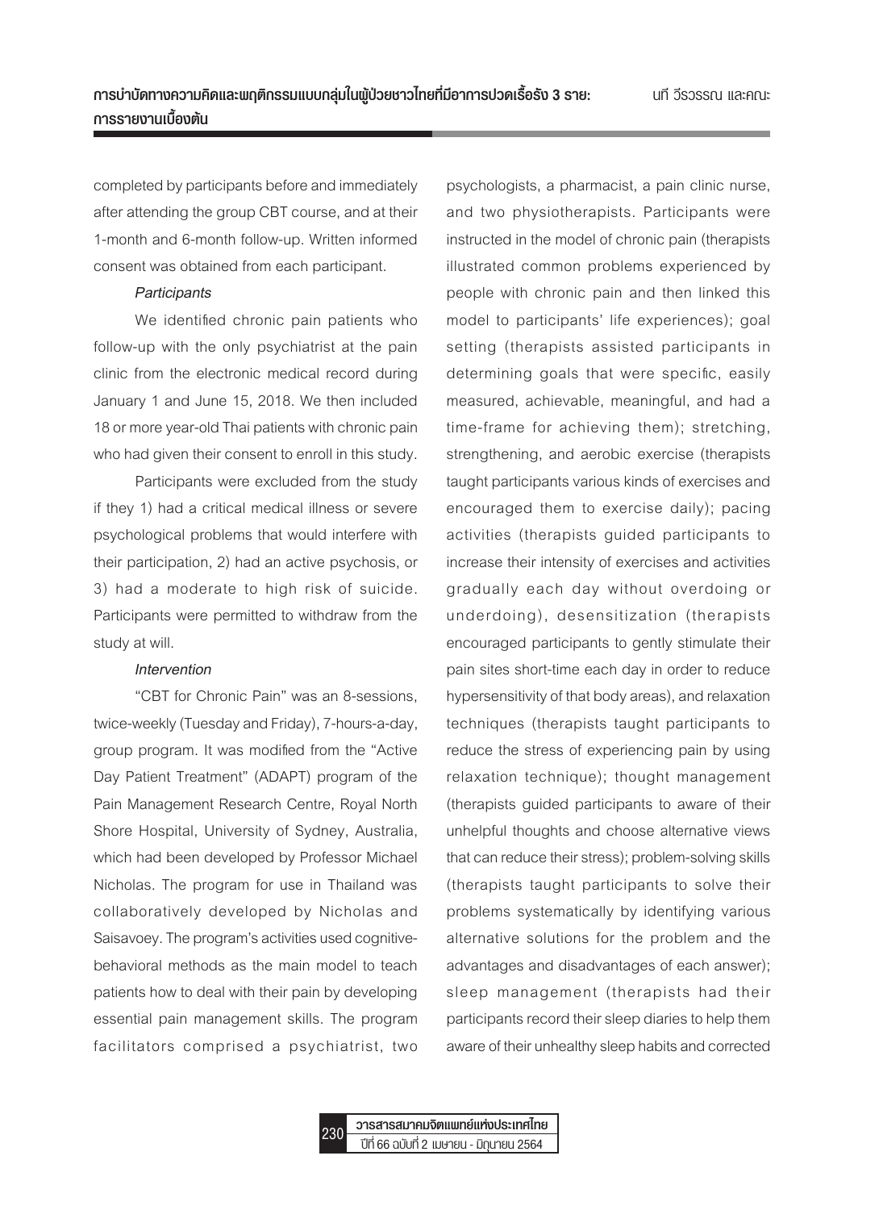completed by participants before and immediately after attending the group CBT course, and at their 1-month and 6-month follow-up. Written informed consent was obtained from each participant.

*Participants*

We identified chronic pain patients who follow-up with the only psychiatrist at the pain clinic from the electronic medical record during January 1 and June 15, 2018. We then included 18 or more year-old Thai patients with chronic pain who had given their consent to enroll in this study.

Participants were excluded from the study if they 1) had a critical medical illness or severe psychological problems that would interfere with their participation, 2) had an active psychosis, or 3) had a moderate to high risk of suicide. Participants were permitted to withdraw from the study at will.

*Intervention*

"CBT for Chronic Pain" was an 8-sessions, twice-weekly (Tuesday and Friday), 7-hours-a-day, group program. It was modified from the "Active Day Patient Treatment" (ADAPT) program of the Pain Management Research Centre, Royal North Shore Hospital, University of Sydney, Australia, which had been developed by Professor Michael Nicholas. The program for use in Thailand was collaboratively developed by Nicholas and Saisavoey. The program's activities used cognitive-behavioral methods as the main model to teach patients how to deal with their pain by developing essential pain management skills. The program facilitators comprised a psychiatrist, two psychologists, a pharmacist, a pain clinic nurse, and two physiotherapists. Participants were instructed in the model of chronic pain (therapists illustrated common problems experienced by people with chronic pain and then linked this model to participants' life experiences); goal setting (therapists assisted participants in determining goals that were specific, easily measured, achievable, meaningful, and had a time-frame for achieving them); stretching, strengthening, and aerobic exercise (therapists taught participants various kinds of exercises and encouraged them to exercise daily); pacing activities (therapists guided participants to increase their intensity of exercises and activities gradually each day without overdoing or underdoing), desensitization (therapists encouraged participants to gently stimulate their pain sites short-time each day in order to reduce hypersensitivity of that body areas), and relaxation techniques (therapists taught participants to reduce the stress of experiencing pain by using relaxation technique); thought management (therapists guided participants to aware of their unhelpful thoughts and choose alternative views that can reduce their stress); problem-solving skills (therapists taught participants to solve their problems systematically by identifying various alternative solutions for the problem and the advantages and disadvantages of each answer); sleep management (therapists had their participants record their sleep diaries to help them aware of their unhealthy sleep habits and corrected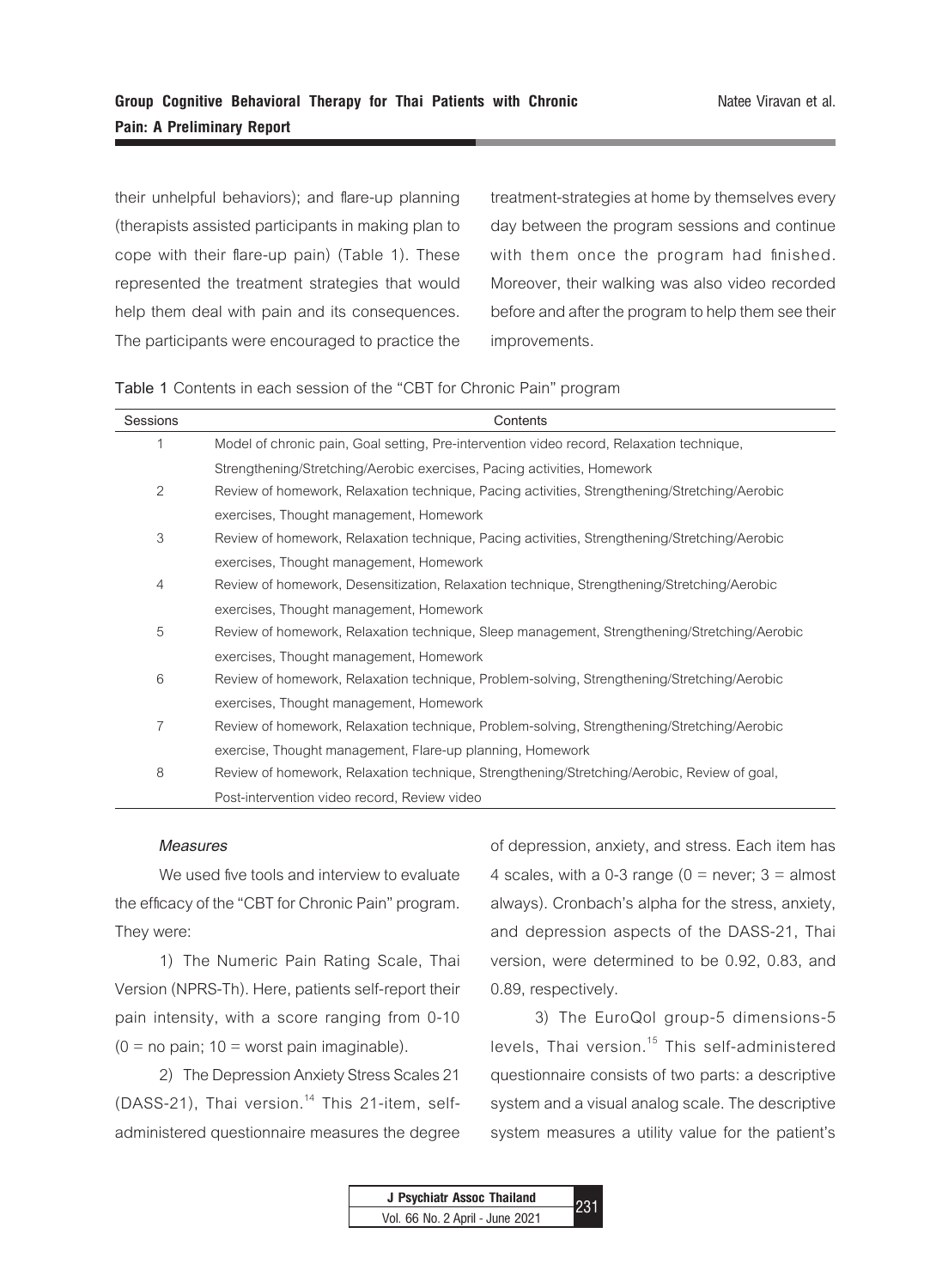their unhelpful behaviors); and flare-up planning (therapists assisted participants in making plan to cope with their flare-up pain) (Table 1). These represented the treatment strategies that would help them deal with pain and its consequences. The participants were encouraged to practice the treatment-strategies at home by themselves every day between the program sessions and continue with them once the program had finished. Moreover, their walking was also video recorded before and after the program to help them see their improvements.

Table 1 Contents in each session of the "CBT for Chronic Pain" program

| Sessions | Contents |
|---|---|
| 1 | Model of chronic pain, Goal setting, Pre-intervention video record, Relaxation technique, Strengthening/Stretching/Aerobic exercises, Pacing activities, Homework |
| 2 | Review of homework, Relaxation technique, Pacing activities, Strengthening/Stretching/Aerobic exercises, Thought management, Homework |
| 3 | Review of homework, Relaxation technique, Pacing activities, Strengthening/Stretching/Aerobic exercises, Thought management, Homework |
| 4 | Review of homework, Desensitization, Relaxation technique, Strengthening/Stretching/Aerobic exercises, Thought management, Homework |
| 5 | Review of homework, Relaxation technique, Sleep management, Strengthening/Stretching/Aerobic exercises, Thought management, Homework |
| 6 | Review of homework, Relaxation technique, Problem-solving, Strengthening/Stretching/Aerobic exercises, Thought management, Homework |
| 7 | Review of homework, Relaxation technique, Problem-solving, Strengthening/Stretching/Aerobic exercise, Thought management, Flare-up planning, Homework |
| 8 | Review of homework, Relaxation technique, Strengthening/Stretching/Aerobic, Review of goal, Post-intervention video record, Review video |

### *Measures*

We used five tools and interview to evaluate the efficacy of the "CBT for Chronic Pain" program. They were:

1) The Numeric Pain Rating Scale, Thai Version (NPRS-Th). Here, patients self-report their pain intensity, with a score ranging from 0-10 (0 = no pain; 10 = worst pain imaginable).

2) The Depression Anxiety Stress Scales 21 (DASS-21), Thai version.[14] This 21-item, self-administered questionnaire measures the degree of depression, anxiety, and stress. Each item has 4 scales, with a 0-3 range (0 = never; 3 = almost always). Cronbach's alpha for the stress, anxiety, and depression aspects of the DASS-21, Thai version, were determined to be 0.92, 0.83, and 0.89, respectively.

3) The EuroQol group-5 dimensions-5 levels, Thai version.[15] This self-administered questionnaire consists of two parts: a descriptive system and a visual analog scale. The descriptive system measures a utility value for the patient's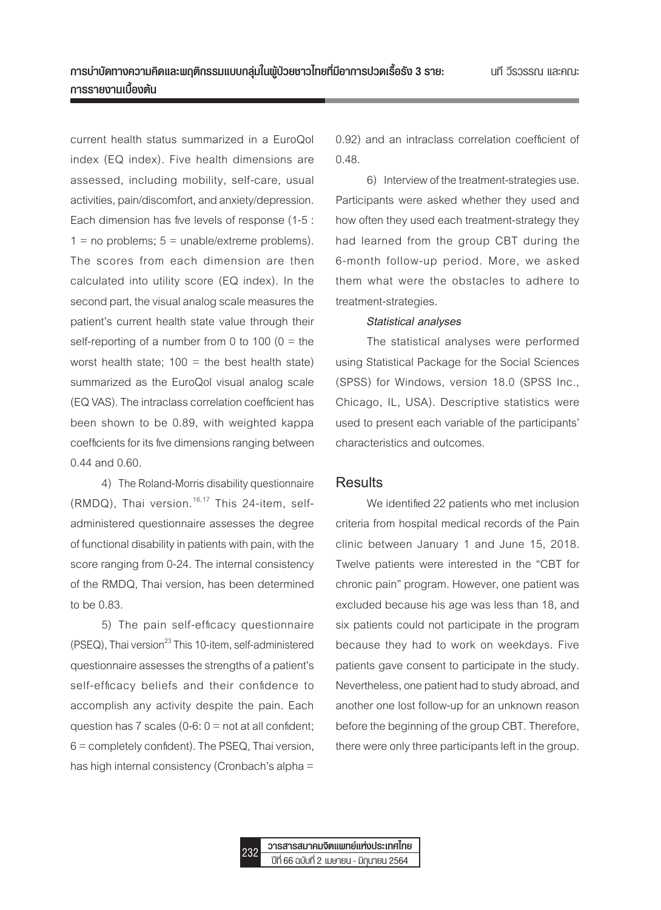current health status summarized in a EuroQol index (EQ index). Five health dimensions are assessed, including mobility, self-care, usual activities, pain/discomfort, and anxiety/depression. Each dimension has five levels of response (1-5 : 1 = no problems; 5 = unable/extreme problems). The scores from each dimension are then calculated into utility score (EQ index). In the second part, the visual analog scale measures the patient's current health state value through their self-reporting of a number from 0 to 100 (0 = the worst health state; 100 = the best health state) summarized as the EuroQol visual analog scale (EQ VAS). The intraclass correlation coefficient has been shown to be 0.89, with weighted kappa coefficients for its five dimensions ranging between 0.44 and 0.60.

4) The Roland-Morris disability questionnaire (RMDQ), Thai version.[16,17] This 24-item, self-administered questionnaire assesses the degree of functional disability in patients with pain, with the score ranging from 0-24. The internal consistency of the RMDQ, Thai version, has been determined to be 0.83.

5) The pain self-efficacy questionnaire (PSEQ), Thai version[23] This 10-item, self-administered questionnaire assesses the strengths of a patient's self-efficacy beliefs and their confidence to accomplish any activity despite the pain. Each question has 7 scales (0-6: 0 = not at all confident; 6 = completely confident). The PSEQ, Thai version, has high internal consistency (Cronbach's alpha = 0.92) and an intraclass correlation coefficient of 0.48.

6) Interview of the treatment-strategies use. Participants were asked whether they used and how often they used each treatment-strategy they had learned from the group CBT during the 6-month follow-up period. More, we asked them what were the obstacles to adhere to treatment-strategies.

***Statistical analyses***

The statistical analyses were performed using Statistical Package for the Social Sciences (SPSS) for Windows, version 18.0 (SPSS Inc., Chicago, IL, USA). Descriptive statistics were used to present each variable of the participants' characteristics and outcomes.

## Results

We identified 22 patients who met inclusion criteria from hospital medical records of the Pain clinic between January 1 and June 15, 2018. Twelve patients were interested in the "CBT for chronic pain" program. However, one patient was excluded because his age was less than 18, and six patients could not participate in the program because they had to work on weekdays. Five patients gave consent to participate in the study. Nevertheless, one patient had to study abroad, and another one lost follow-up for an unknown reason before the beginning of the group CBT. Therefore, there were only three participants left in the group.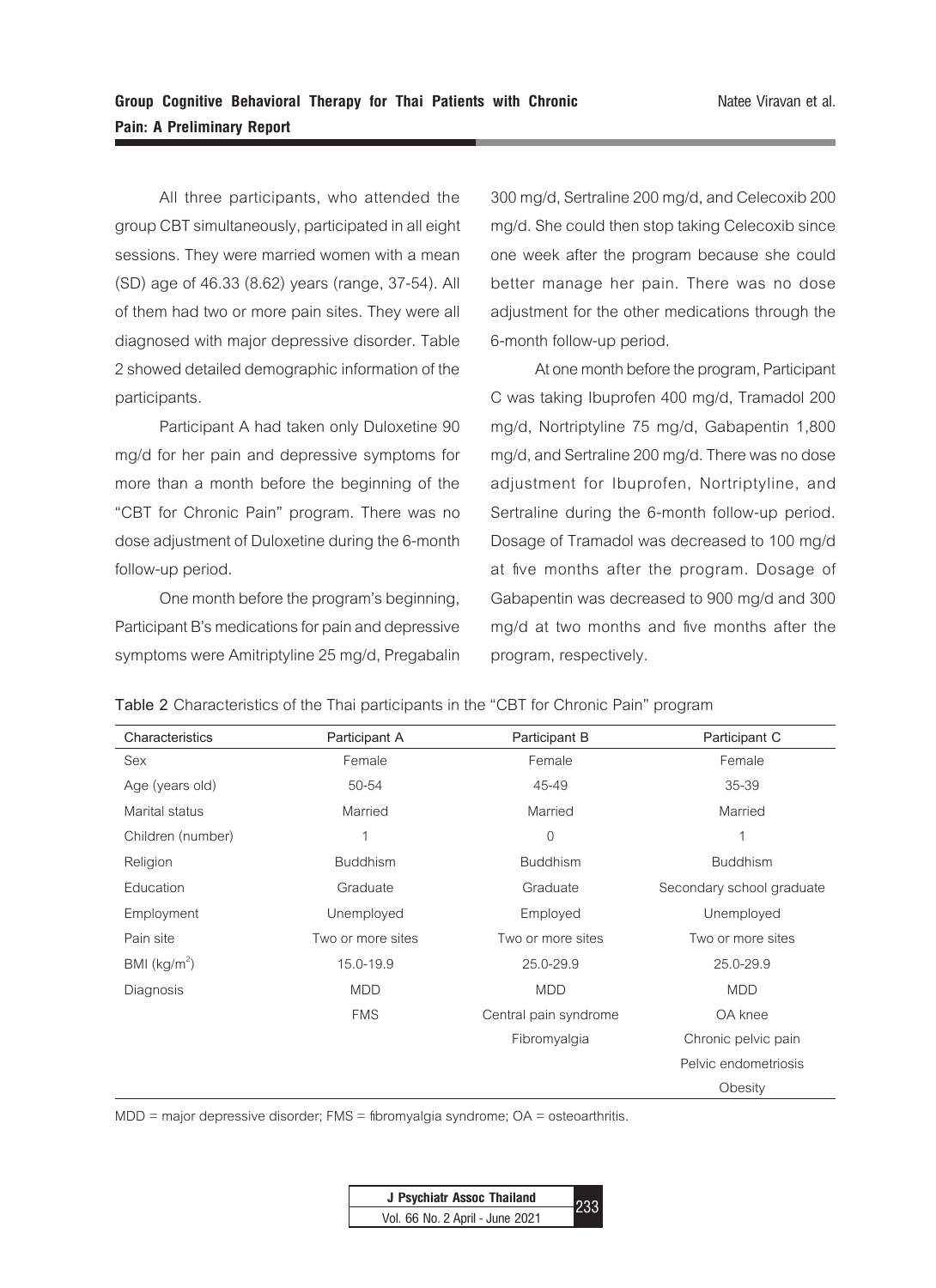All three participants, who attended the group CBT simultaneously, participated in all eight sessions. They were married women with a mean (SD) age of 46.33 (8.62) years (range, 37-54). All of them had two or more pain sites. They were all diagnosed with major depressive disorder. Table 2 showed detailed demographic information of the participants.

Participant A had taken only Duloxetine 90 mg/d for her pain and depressive symptoms for more than a month before the beginning of the "CBT for Chronic Pain" program. There was no dose adjustment of Duloxetine during the 6-month follow-up period.

One month before the program's beginning, Participant B's medications for pain and depressive symptoms were Amitriptyline 25 mg/d, Pregabalin 300 mg/d, Sertraline 200 mg/d, and Celecoxib 200 mg/d. She could then stop taking Celecoxib since one week after the program because she could better manage her pain. There was no dose adjustment for the other medications through the 6-month follow-up period.

At one month before the program, Participant C was taking Ibuprofen 400 mg/d, Tramadol 200 mg/d, Nortriptyline 75 mg/d, Gabapentin 1,800 mg/d, and Sertraline 200 mg/d. There was no dose adjustment for Ibuprofen, Nortriptyline, and Sertraline during the 6-month follow-up period. Dosage of Tramadol was decreased to 100 mg/d at five months after the program. Dosage of Gabapentin was decreased to 900 mg/d and 300 mg/d at two months and five months after the program, respectively.

**Table 2** Characteristics of the Thai participants in the "CBT for Chronic Pain" program

| Characteristics | Participant A | Participant B | Participant C |
|---|---|---|---|
| Sex | Female | Female | Female |
| Age (years old) | 50-54 | 45-49 | 35-39 |
| Marital status | Married | Married | Married |
| Children (number) | 1 | 0 | 1 |
| Religion | Buddhism | Buddhism | Buddhism |
| Education | Graduate | Graduate | Secondary school graduate |
| Employment | Unemployed | Employed | Unemployed |
| Pain site | Two or more sites | Two or more sites | Two or more sites |
| BMI ($kg/m^2$) | 15.0-19.9 | 25.0-29.9 | 25.0-29.9 |
| Diagnosis | MDD | MDD | MDD |
| | FMS | Central pain syndrome | OA knee |
| | | Fibromyalgia | Chronic pelvic pain |
| | | | Pelvic endometriosis |
| | | | Obesity |

MDD = major depressive disorder; FMS = fibromyalgia syndrome; OA = osteoarthritis.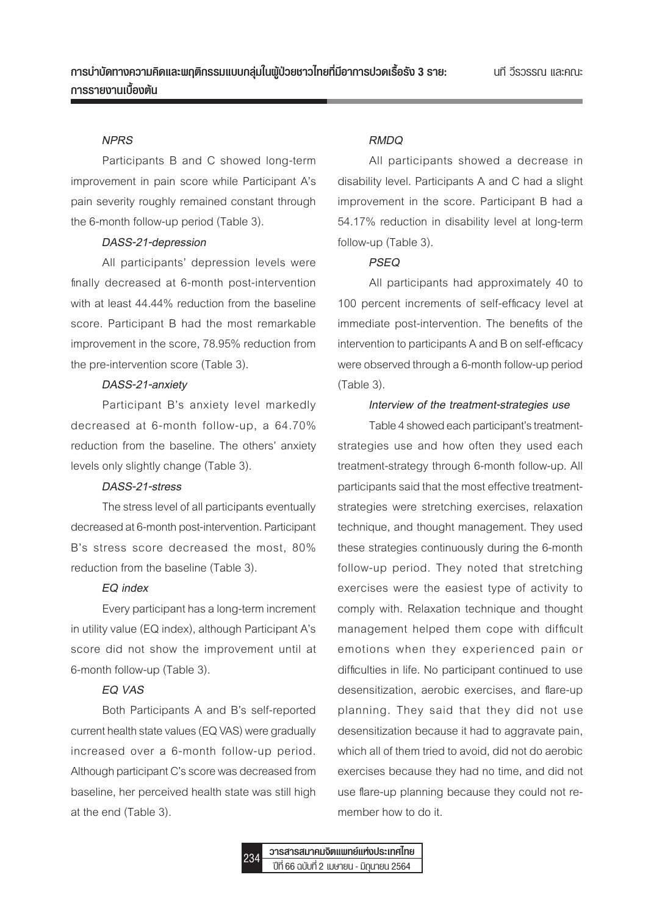*NPRS*

Participants B and C showed long-term improvement in pain score while Participant A's pain severity roughly remained constant through the 6-month follow-up period (Table 3).

*DASS-21-depression*

All participants' depression levels were finally decreased at 6-month post-intervention with at least 44.44% reduction from the baseline score. Participant B had the most remarkable improvement in the score, 78.95% reduction from the pre-intervention score (Table 3).

*DASS-21-anxiety*

Participant B's anxiety level markedly decreased at 6-month follow-up, a 64.70% reduction from the baseline. The others' anxiety levels only slightly change (Table 3).

*DASS-21-stress*

The stress level of all participants eventually decreased at 6-month post-intervention. Participant B's stress score decreased the most, 80% reduction from the baseline (Table 3).

*EQ index*

Every participant has a long-term increment in utility value (EQ index), although Participant A's score did not show the improvement until at 6-month follow-up (Table 3).

*EQ VAS*

Both Participants A and B's self-reported current health state values (EQ VAS) were gradually increased over a 6-month follow-up period. Although participant C's score was decreased from baseline, her perceived health state was still high at the end (Table 3).

*RMDQ*

All participants showed a decrease in disability level. Participants A and C had a slight improvement in the score. Participant B had a 54.17% reduction in disability level at long-term follow-up (Table 3).

*PSEQ*

All participants had approximately 40 to 100 percent increments of self-efficacy level at immediate post-intervention. The benefits of the intervention to participants A and B on self-efficacy were observed through a 6-month follow-up period (Table 3).

*Interview of the treatment-strategies use*

Table 4 showed each participant's treatment-strategies use and how often they used each treatment-strategy through 6-month follow-up. All participants said that the most effective treatment-strategies were stretching exercises, relaxation technique, and thought management. They used these strategies continuously during the 6-month follow-up period. They noted that stretching exercises were the easiest type of activity to comply with. Relaxation technique and thought management helped them cope with difficult emotions when they experienced pain or difficulties in life. No participant continued to use desensitization, aerobic exercises, and flare-up planning. They said that they did not use desensitization because it had to aggravate pain, which all of them tried to avoid, did not do aerobic exercises because they had no time, and did not use flare-up planning because they could not remember how to do it.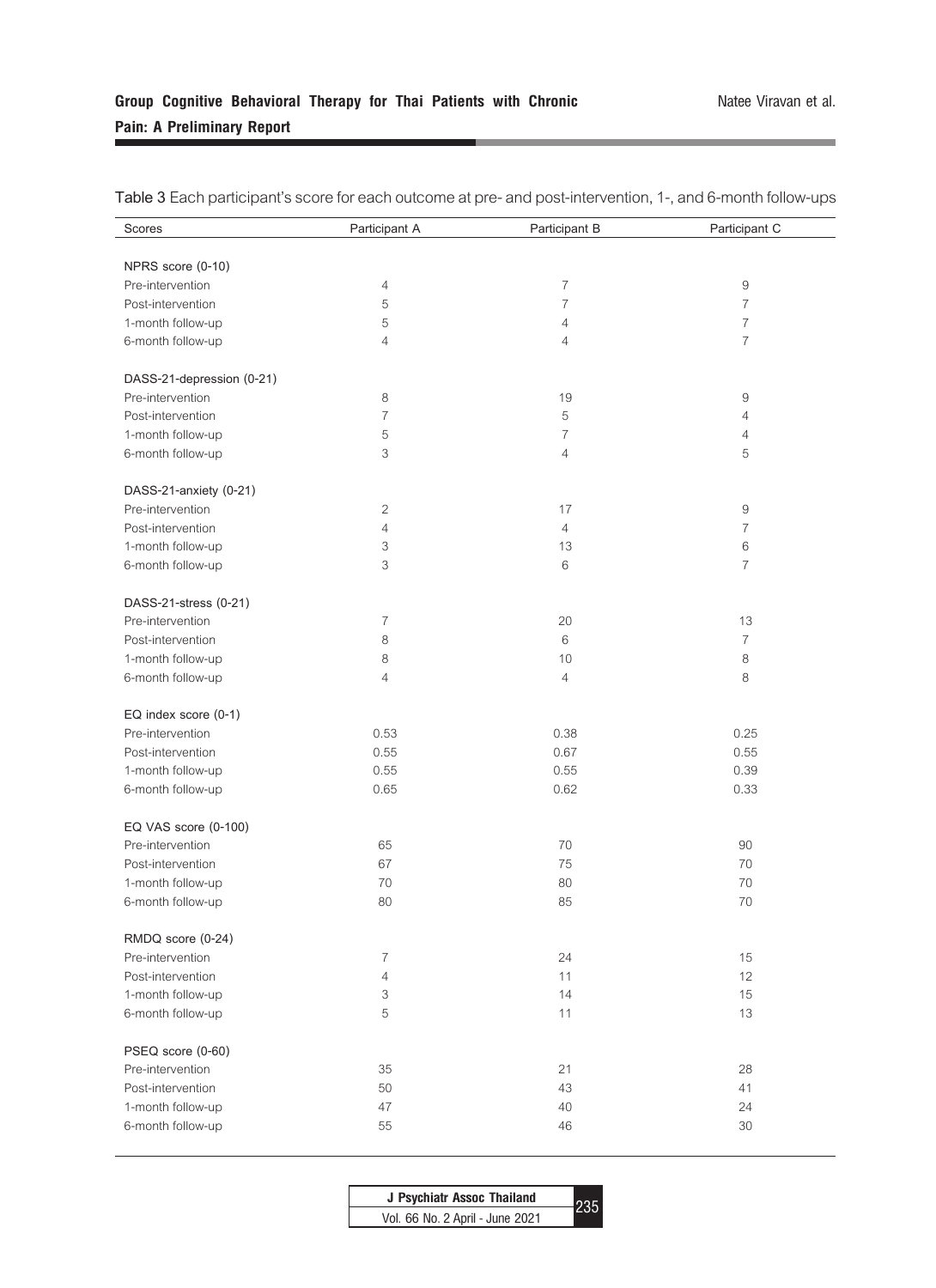Table 3 Each participant's score for each outcome at pre- and post-intervention, 1-, and 6-month follow-ups

| Scores | Participant A | Participant B | Participant C |
|---|---|---|---|
| NPRS score (0-10) | | | |
| Pre-intervention | 4 | 7 | 9 |
| Post-intervention | 5 | 7 | 7 |
| 1-month follow-up | 5 | 4 | 7 |
| 6-month follow-up | 4 | 4 | 7 |
| DASS-21-depression (0-21) | | | |
| Pre-intervention | 8 | 19 | 9 |
| Post-intervention | 7 | 5 | 4 |
| 1-month follow-up | 5 | 7 | 4 |
| 6-month follow-up | 3 | 4 | 5 |
| DASS-21-anxiety (0-21) | | | |
| Pre-intervention | 2 | 17 | 9 |
| Post-intervention | 4 | 4 | 7 |
| 1-month follow-up | 3 | 13 | 6 |
| 6-month follow-up | 3 | 6 | 7 |
| DASS-21-stress (0-21) | | | |
| Pre-intervention | 7 | 20 | 13 |
| Post-intervention | 8 | 6 | 7 |
| 1-month follow-up | 8 | 10 | 8 |
| 6-month follow-up | 4 | 4 | 8 |
| EQ index score (0-1) | | | |
| Pre-intervention | 0.53 | 0.38 | 0.25 |
| Post-intervention | 0.55 | 0.67 | 0.55 |
| 1-month follow-up | 0.55 | 0.55 | 0.39 |
| 6-month follow-up | 0.65 | 0.62 | 0.33 |
| EQ VAS score (0-100) | | | |
| Pre-intervention | 65 | 70 | 90 |
| Post-intervention | 67 | 75 | 70 |
| 1-month follow-up | 70 | 80 | 70 |
| 6-month follow-up | 80 | 85 | 70 |
| RMDQ score (0-24) | | | |
| Pre-intervention | 7 | 24 | 15 |
| Post-intervention | 4 | 11 | 12 |
| 1-month follow-up | 3 | 14 | 15 |
| 6-month follow-up | 5 | 11 | 13 |
| PSEQ score (0-60) | | | |
| Pre-intervention | 35 | 21 | 28 |
| Post-intervention | 50 | 43 | 41 |
| 1-month follow-up | 47 | 40 | 24 |
| 6-month follow-up | 55 | 46 | 30 |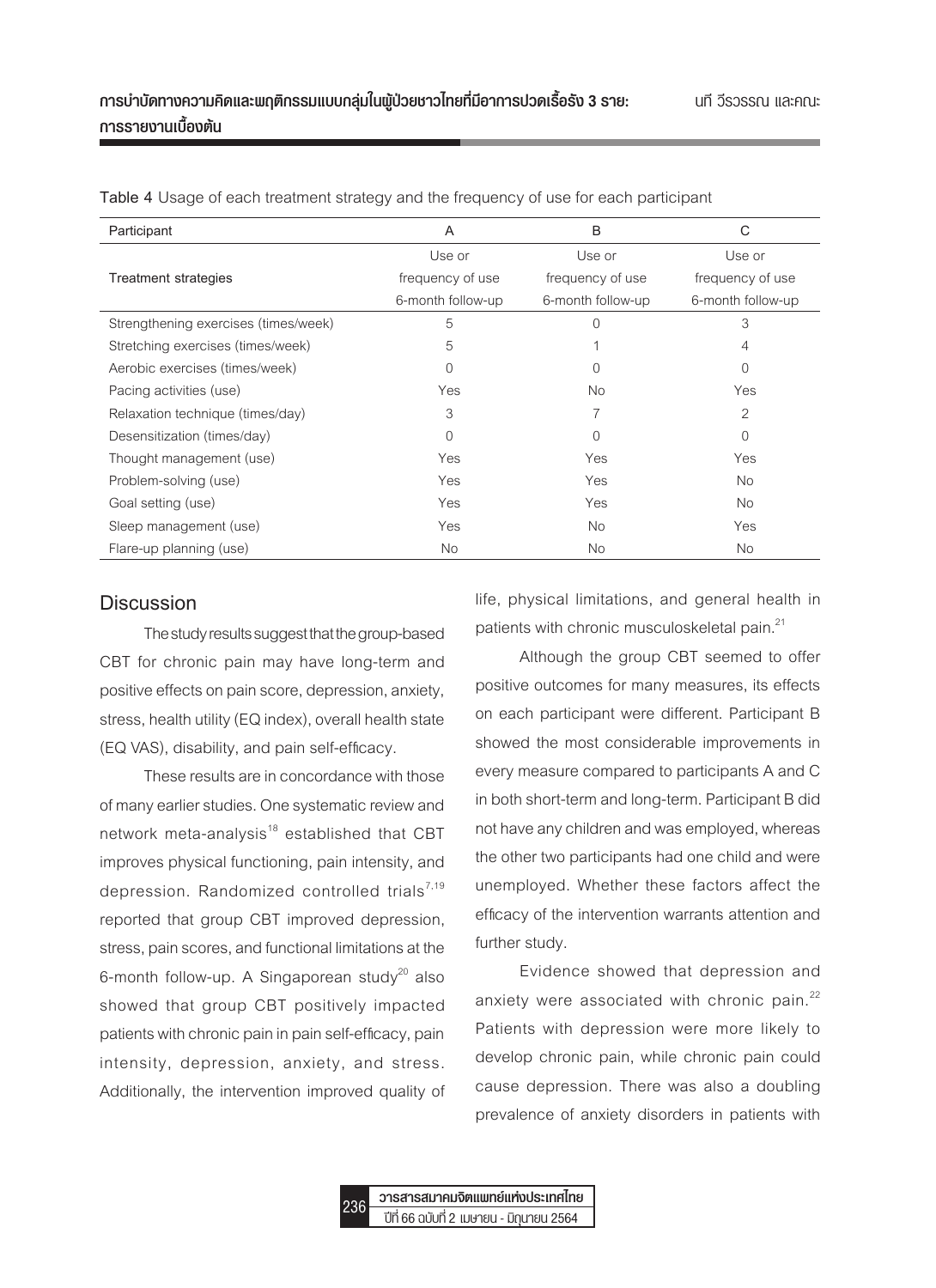Table 4 Usage of each treatment strategy and the frequency of use for each participant

| Participant | A | B | C |
|---|---|---|---|
| Treatment strategies | Use or frequency of use 6-month follow-up | Use or frequency of use 6-month follow-up | Use or frequency of use 6-month follow-up |
| Strengthening exercises (times/week) | 5 | 0 | 3 |
| Stretching exercises (times/week) | 5 | 1 | 4 |
| Aerobic exercises (times/week) | 0 | 0 | 0 |
| Pacing activities (use) | Yes | No | Yes |
| Relaxation technique (times/day) | 3 | 7 | 2 |
| Desensitization (times/day) | 0 | 0 | 0 |
| Thought management (use) | Yes | Yes | Yes |
| Problem-solving (use) | Yes | Yes | No |
| Goal setting (use) | Yes | Yes | No |
| Sleep management (use) | Yes | No | Yes |
| Flare-up planning (use) | No | No | No |

## Discussion

The study results suggest that the group-based CBT for chronic pain may have long-term and positive effects on pain score, depression, anxiety, stress, health utility (EQ index), overall health state (EQ VAS), disability, and pain self-efficacy.

These results are in concordance with those of many earlier studies. One systematic review and network meta-analysis[18] established that CBT improves physical functioning, pain intensity, and depression. Randomized controlled trials[7,19] reported that group CBT improved depression, stress, pain scores, and functional limitations at the 6-month follow-up. A Singaporean study[20] also showed that group CBT positively impacted patients with chronic pain in pain self-efficacy, pain intensity, depression, anxiety, and stress. Additionally, the intervention improved quality of life, physical limitations, and general health in patients with chronic musculoskeletal pain.[21]

Although the group CBT seemed to offer positive outcomes for many measures, its effects on each participant were different. Participant B showed the most considerable improvements in every measure compared to participants A and C in both short-term and long-term. Participant B did not have any children and was employed, whereas the other two participants had one child and were unemployed. Whether these factors affect the efficacy of the intervention warrants attention and further study.

Evidence showed that depression and anxiety were associated with chronic pain.[22] Patients with depression were more likely to develop chronic pain, while chronic pain could cause depression. There was also a doubling prevalence of anxiety disorders in patients with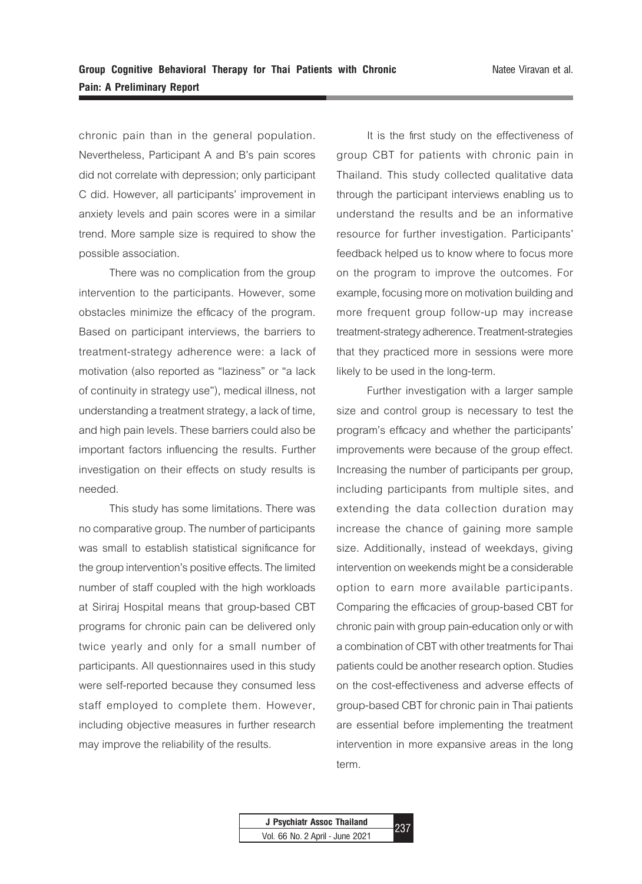chronic pain than in the general population. Nevertheless, Participant A and B's pain scores did not correlate with depression; only participant C did. However, all participants' improvement in anxiety levels and pain scores were in a similar trend. More sample size is required to show the possible association.

There was no complication from the group intervention to the participants. However, some obstacles minimize the efficacy of the program. Based on participant interviews, the barriers to treatment-strategy adherence were: a lack of motivation (also reported as "laziness" or "a lack of continuity in strategy use"), medical illness, not understanding a treatment strategy, a lack of time, and high pain levels. These barriers could also be important factors influencing the results. Further investigation on their effects on study results is needed.

This study has some limitations. There was no comparative group. The number of participants was small to establish statistical significance for the group intervention's positive effects. The limited number of staff coupled with the high workloads at Siriraj Hospital means that group-based CBT programs for chronic pain can be delivered only twice yearly and only for a small number of participants. All questionnaires used in this study were self-reported because they consumed less staff employed to complete them. However, including objective measures in further research may improve the reliability of the results.

It is the first study on the effectiveness of group CBT for patients with chronic pain in Thailand. This study collected qualitative data through the participant interviews enabling us to understand the results and be an informative resource for further investigation. Participants' feedback helped us to know where to focus more on the program to improve the outcomes. For example, focusing more on motivation building and more frequent group follow-up may increase treatment-strategy adherence. Treatment-strategies that they practiced more in sessions were more likely to be used in the long-term.

Further investigation with a larger sample size and control group is necessary to test the program's efficacy and whether the participants' improvements were because of the group effect. Increasing the number of participants per group, including participants from multiple sites, and extending the data collection duration may increase the chance of gaining more sample size. Additionally, instead of weekdays, giving intervention on weekends might be a considerable option to earn more available participants. Comparing the efficacies of group-based CBT for chronic pain with group pain-education only or with a combination of CBT with other treatments for Thai patients could be another research option. Studies on the cost-effectiveness and adverse effects of group-based CBT for chronic pain in Thai patients are essential before implementing the treatment intervention in more expansive areas in the long term.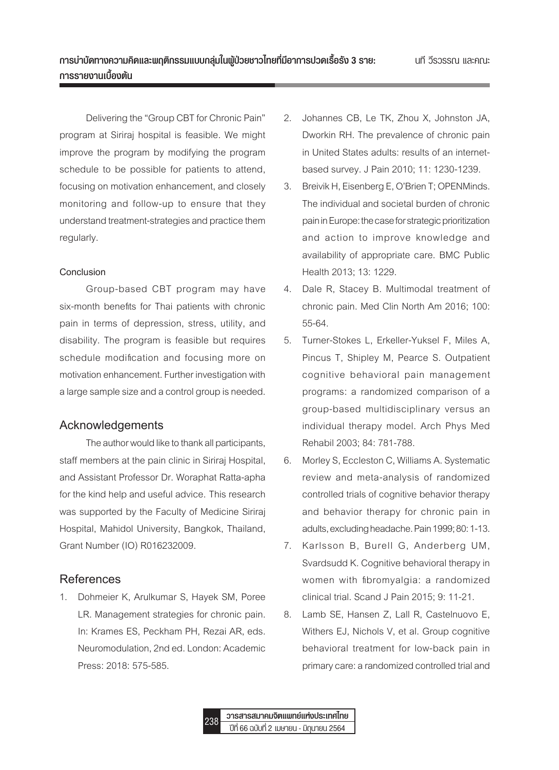Delivering the "Group CBT for Chronic Pain" program at Siriraj hospital is feasible. We might improve the program by modifying the program schedule to be possible for patients to attend, focusing on motivation enhancement, and closely monitoring and follow-up to ensure that they understand treatment-strategies and practice them regularly.

### Conclusion

Group-based CBT program may have six-month benefits for Thai patients with chronic pain in terms of depression, stress, utility, and disability. The program is feasible but requires schedule modification and focusing more on motivation enhancement. Further investigation with a large sample size and a control group is needed.

## Acknowledgements

The author would like to thank all participants, staff members at the pain clinic in Siriraj Hospital, and Assistant Professor Dr. Woraphat Ratta-apha for the kind help and useful advice. This research was supported by the Faculty of Medicine Siriraj Hospital, Mahidol University, Bangkok, Thailand, Grant Number (IO) R016232009.

## References

1. Dohmeier K, Arulkumar S, Hayek SM, Poree LR. Management strategies for chronic pain. In: Krames ES, Peckham PH, Rezai AR, eds. Neuromodulation, 2nd ed. London: Academic Press: 2018: 575-585.
2. Johannes CB, Le TK, Zhou X, Johnston JA, Dworkin RH. The prevalence of chronic pain in United States adults: results of an internet-based survey. J Pain 2010; 11: 1230-1239.
3. Breivik H, Eisenberg E, O'Brien T; OPENMinds. The individual and societal burden of chronic pain in Europe: the case for strategic prioritization and action to improve knowledge and availability of appropriate care. BMC Public Health 2013; 13: 1229.
4. Dale R, Stacey B. Multimodal treatment of chronic pain. Med Clin North Am 2016; 100: 55-64.
5. Turner-Stokes L, Erkeller-Yuksel F, Miles A, Pincus T, Shipley M, Pearce S. Outpatient cognitive behavioral pain management programs: a randomized comparison of a group-based multidisciplinary versus an individual therapy model. Arch Phys Med Rehabil 2003; 84: 781-788.
6. Morley S, Eccleston C, Williams A. Systematic review and meta-analysis of randomized controlled trials of cognitive behavior therapy and behavior therapy for chronic pain in adults, excluding headache. Pain 1999; 80: 1-13.
7. Karlsson B, Burell G, Anderberg UM, Svardsudd K. Cognitive behavioral therapy in women with fibromyalgia: a randomized clinical trial. Scand J Pain 2015; 9: 11-21.
8. Lamb SE, Hansen Z, Lall R, Castelnuovo E, Withers EJ, Nichols V, et al. Group cognitive behavioral treatment for low-back pain in primary care: a randomized controlled trial and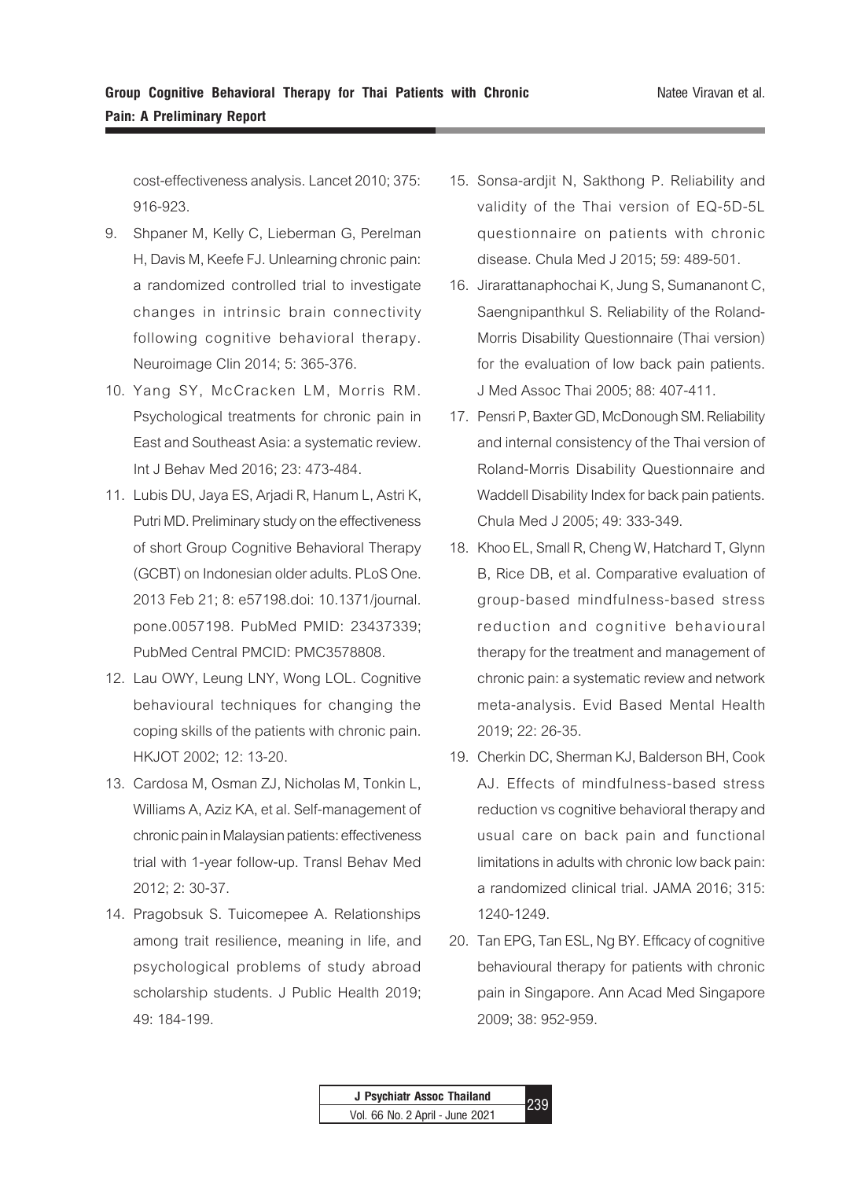cost-effectiveness analysis. Lancet 2010; 375: 916-923.

9. Shpaner M, Kelly C, Lieberman G, Perelman H, Davis M, Keefe FJ. Unlearning chronic pain: a randomized controlled trial to investigate changes in intrinsic brain connectivity following cognitive behavioral therapy. Neuroimage Clin 2014; 5: 365-376.
10. Yang SY, McCracken LM, Morris RM. Psychological treatments for chronic pain in East and Southeast Asia: a systematic review. Int J Behav Med 2016; 23: 473-484.
11. Lubis DU, Jaya ES, Arjadi R, Hanum L, Astri K, Putri MD. Preliminary study on the effectiveness of short Group Cognitive Behavioral Therapy (GCBT) on Indonesian older adults. PLoS One. 2013 Feb 21; 8: e57198.doi: 10.1371/journal.pone.0057198. PubMed PMID: 23437339; PubMed Central PMCID: PMC3578808.
12. Lau OWY, Leung LNY, Wong LOL. Cognitive behavioural techniques for changing the coping skills of the patients with chronic pain. HKJOT 2002; 12: 13-20.
13. Cardosa M, Osman ZJ, Nicholas M, Tonkin L, Williams A, Aziz KA, et al. Self-management of chronic pain in Malaysian patients: effectiveness trial with 1-year follow-up. Transl Behav Med 2012; 2: 30-37.
14. Pragobsuk S. Tuicomepee A. Relationships among trait resilience, meaning in life, and psychological problems of study abroad scholarship students. J Public Health 2019; 49: 184-199.
15. Sonsa-ardjit N, Sakthong P. Reliability and validity of the Thai version of EQ-5D-5L questionnaire on patients with chronic disease. Chula Med J 2015; 59: 489-501.
16. Jirarattanaphochai K, Jung S, Sumananont C, Saengnipanthkul S. Reliability of the Roland-Morris Disability Questionnaire (Thai version) for the evaluation of low back pain patients. J Med Assoc Thai 2005; 88: 407-411.
17. Pensri P, Baxter GD, McDonough SM. Reliability and internal consistency of the Thai version of Roland-Morris Disability Questionnaire and Waddell Disability Index for back pain patients. Chula Med J 2005; 49: 333-349.
18. Khoo EL, Small R, Cheng W, Hatchard T, Glynn B, Rice DB, et al. Comparative evaluation of group-based mindfulness-based stress reduction and cognitive behavioural therapy for the treatment and management of chronic pain: a systematic review and network meta-analysis. Evid Based Mental Health 2019; 22: 26-35.
19. Cherkin DC, Sherman KJ, Balderson BH, Cook AJ. Effects of mindfulness-based stress reduction vs cognitive behavioral therapy and usual care on back pain and functional limitations in adults with chronic low back pain: a randomized clinical trial. JAMA 2016; 315: 1240-1249.
20. Tan EPG, Tan ESL, Ng BY. Efficacy of cognitive behavioural therapy for patients with chronic pain in Singapore. Ann Acad Med Singapore 2009; 38: 952-959.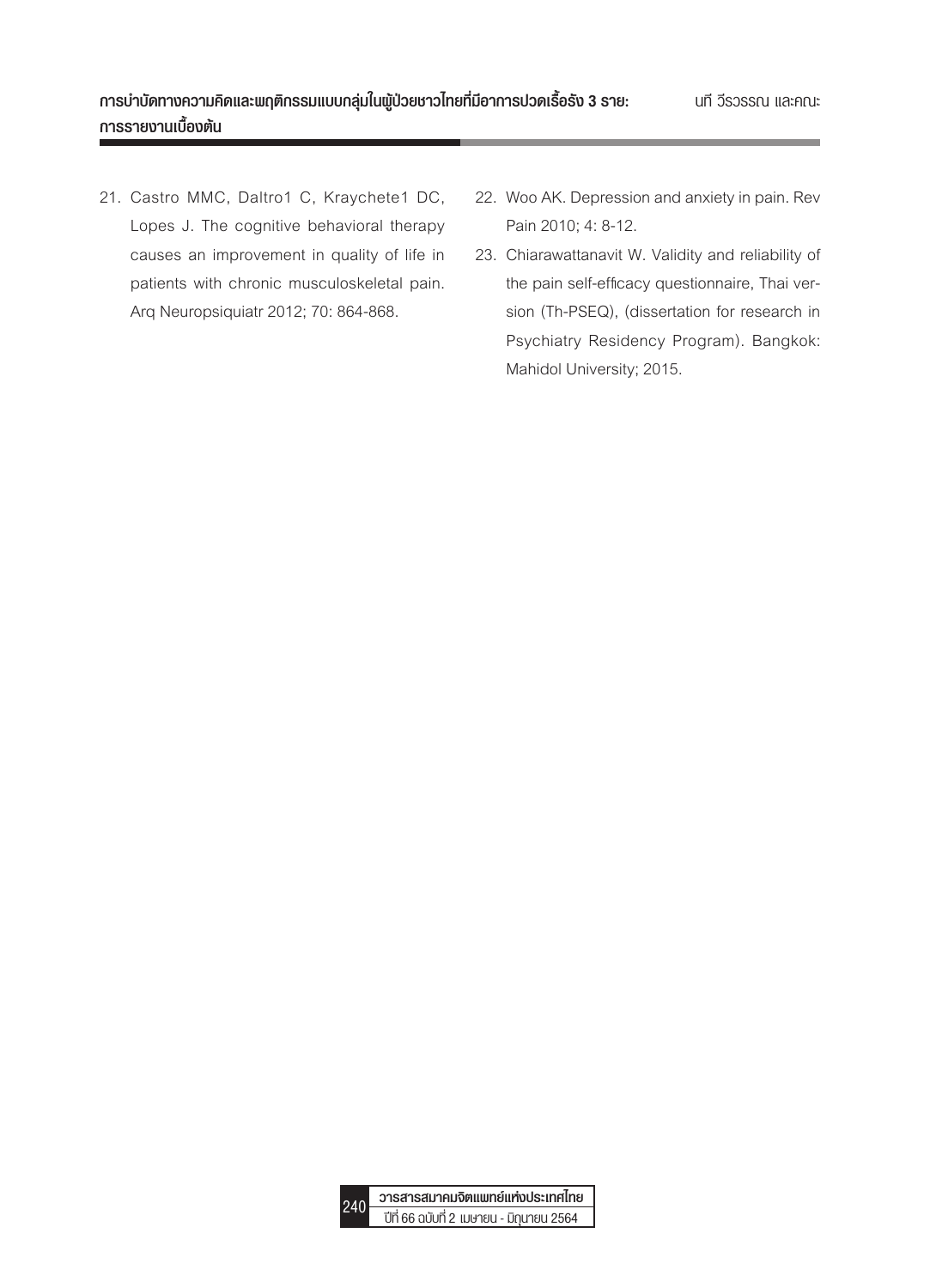21. Castro MMC, Daltro1 C, Kraychete1 DC, Lopes J. The cognitive behavioral therapy causes an improvement in quality of life in patients with chronic musculoskeletal pain. Arq Neuropsiquiatr 2012; 70: 864-868.
22. Woo AK. Depression and anxiety in pain. Rev Pain 2010; 4: 8-12.
23. Chiarawattanavit W. Validity and reliability of the pain self-efficacy questionnaire, Thai version (Th-PSEQ), (dissertation for research in Psychiatry Residency Program). Bangkok: Mahidol University; 2015.